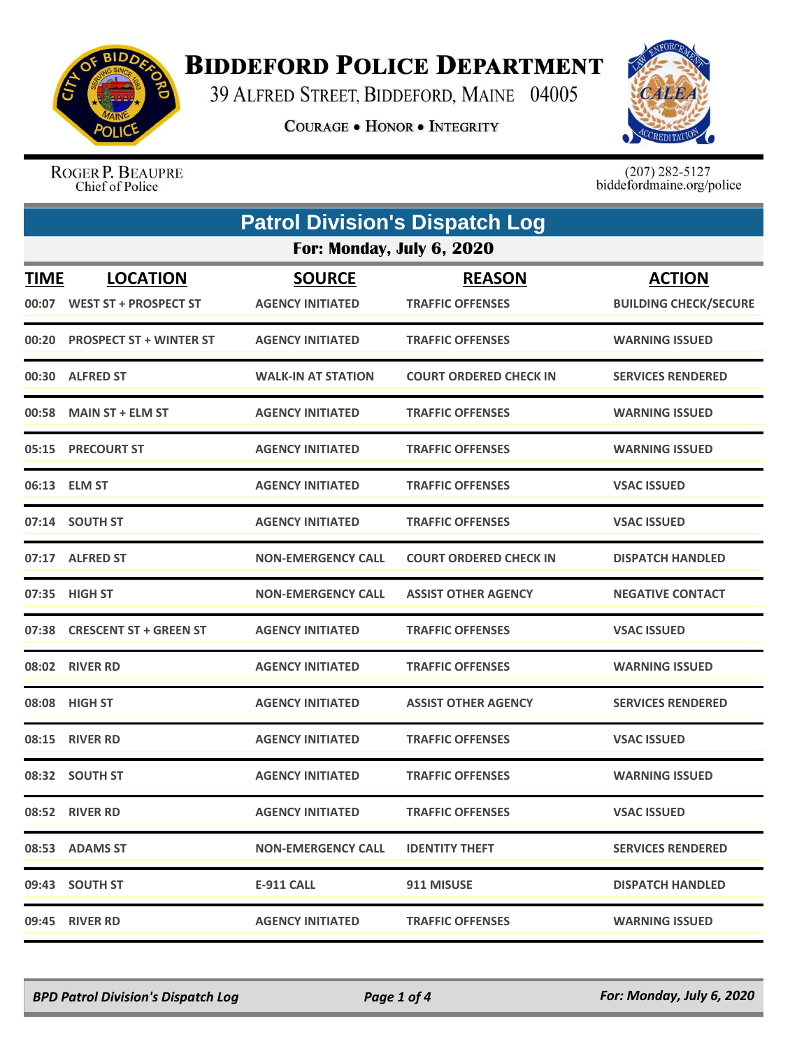# BIDDEFORD POLICE DEPARTMENT

39 ALFRED STREET, BIDDEFORD, MAINE 04005

COURAGE • HONOR • INTEGRITY

ROGER P. BEAUPRE
Chief of Police

(207) 282-5127
biddefordmaine.org/police

## Patrol Division's Dispatch Log

### For: Monday, July 6, 2020

| TIME | LOCATION | SOURCE | REASON | ACTION |
|---|---|---|---|---|
| 00:07 | WEST ST + PROSPECT ST | AGENCY INITIATED | TRAFFIC OFFENSES | BUILDING CHECK/SECURE |
| 00:20 | PROSPECT ST + WINTER ST | AGENCY INITIATED | TRAFFIC OFFENSES | WARNING ISSUED |
| 00:30 | ALFRED ST | WALK-IN AT STATION | COURT ORDERED CHECK IN | SERVICES RENDERED |
| 00:58 | MAIN ST + ELM ST | AGENCY INITIATED | TRAFFIC OFFENSES | WARNING ISSUED |
| 05:15 | PRECOURT ST | AGENCY INITIATED | TRAFFIC OFFENSES | WARNING ISSUED |
| 06:13 | ELM ST | AGENCY INITIATED | TRAFFIC OFFENSES | VSAC ISSUED |
| 07:14 | SOUTH ST | AGENCY INITIATED | TRAFFIC OFFENSES | VSAC ISSUED |
| 07:17 | ALFRED ST | NON-EMERGENCY CALL | COURT ORDERED CHECK IN | DISPATCH HANDLED |
| 07:35 | HIGH ST | NON-EMERGENCY CALL | ASSIST OTHER AGENCY | NEGATIVE CONTACT |
| 07:38 | CRESCENT ST + GREEN ST | AGENCY INITIATED | TRAFFIC OFFENSES | VSAC ISSUED |
| 08:02 | RIVER RD | AGENCY INITIATED | TRAFFIC OFFENSES | WARNING ISSUED |
| 08:08 | HIGH ST | AGENCY INITIATED | ASSIST OTHER AGENCY | SERVICES RENDERED |
| 08:15 | RIVER RD | AGENCY INITIATED | TRAFFIC OFFENSES | VSAC ISSUED |
| 08:32 | SOUTH ST | AGENCY INITIATED | TRAFFIC OFFENSES | WARNING ISSUED |
| 08:52 | RIVER RD | AGENCY INITIATED | TRAFFIC OFFENSES | VSAC ISSUED |
| 08:53 | ADAMS ST | NON-EMERGENCY CALL | IDENTITY THEFT | SERVICES RENDERED |
| 09:43 | SOUTH ST | E-911 CALL | 911 MISUSE | DISPATCH HANDLED |
| 09:45 | RIVER RD | AGENCY INITIATED | TRAFFIC OFFENSES | WARNING ISSUED |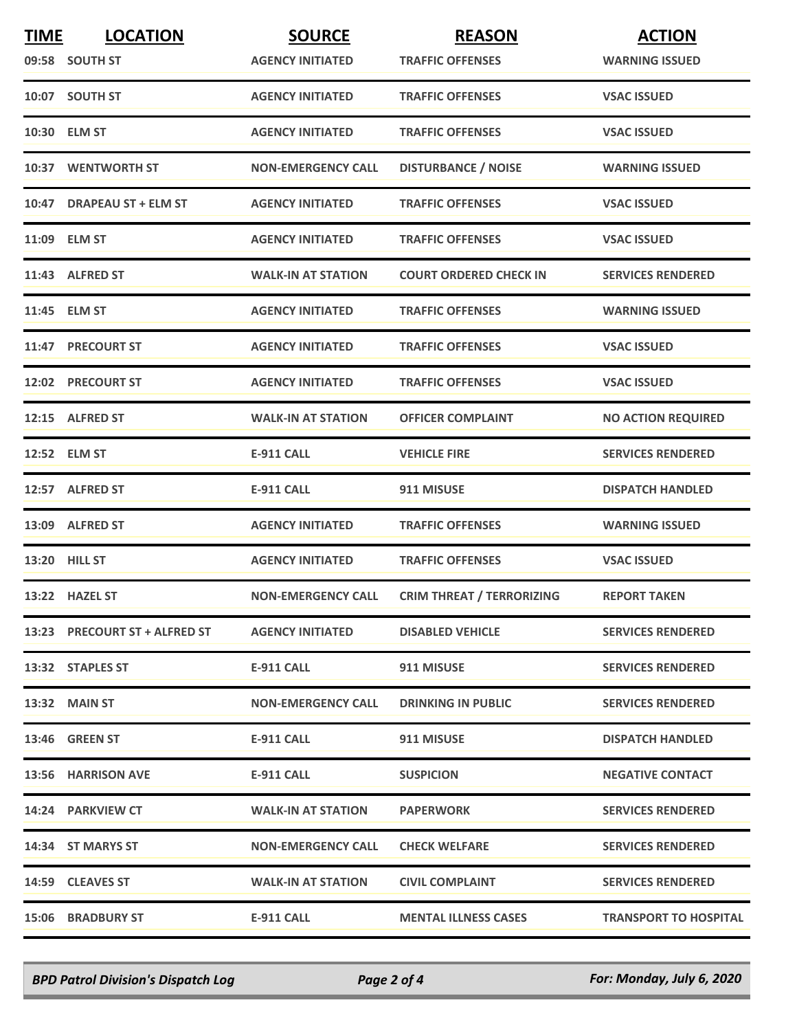| TIME | LOCATION | SOURCE | REASON | ACTION |
|---|---|---|---|---|
| 09:58 | SOUTH ST | AGENCY INITIATED | TRAFFIC OFFENSES | WARNING ISSUED |
| 10:07 | SOUTH ST | AGENCY INITIATED | TRAFFIC OFFENSES | VSAC ISSUED |
| 10:30 | ELM ST | AGENCY INITIATED | TRAFFIC OFFENSES | VSAC ISSUED |
| 10:37 | WENTWORTH ST | NON-EMERGENCY CALL | DISTURBANCE / NOISE | WARNING ISSUED |
| 10:47 | DRAPEAU ST + ELM ST | AGENCY INITIATED | TRAFFIC OFFENSES | VSAC ISSUED |
| 11:09 | ELM ST | AGENCY INITIATED | TRAFFIC OFFENSES | VSAC ISSUED |
| 11:43 | ALFRED ST | WALK-IN AT STATION | COURT ORDERED CHECK IN | SERVICES RENDERED |
| 11:45 | ELM ST | AGENCY INITIATED | TRAFFIC OFFENSES | WARNING ISSUED |
| 11:47 | PRECOURT ST | AGENCY INITIATED | TRAFFIC OFFENSES | VSAC ISSUED |
| 12:02 | PRECOURT ST | AGENCY INITIATED | TRAFFIC OFFENSES | VSAC ISSUED |
| 12:15 | ALFRED ST | WALK-IN AT STATION | OFFICER COMPLAINT | NO ACTION REQUIRED |
| 12:52 | ELM ST | E-911 CALL | VEHICLE FIRE | SERVICES RENDERED |
| 12:57 | ALFRED ST | E-911 CALL | 911 MISUSE | DISPATCH HANDLED |
| 13:09 | ALFRED ST | AGENCY INITIATED | TRAFFIC OFFENSES | WARNING ISSUED |
| 13:20 | HILL ST | AGENCY INITIATED | TRAFFIC OFFENSES | VSAC ISSUED |
| 13:22 | HAZEL ST | NON-EMERGENCY CALL | CRIM THREAT / TERRORIZING | REPORT TAKEN |
| 13:23 | PRECOURT ST + ALFRED ST | AGENCY INITIATED | DISABLED VEHICLE | SERVICES RENDERED |
| 13:32 | STAPLES ST | E-911 CALL | 911 MISUSE | SERVICES RENDERED |
| 13:32 | MAIN ST | NON-EMERGENCY CALL | DRINKING IN PUBLIC | SERVICES RENDERED |
| 13:46 | GREEN ST | E-911 CALL | 911 MISUSE | DISPATCH HANDLED |
| 13:56 | HARRISON AVE | E-911 CALL | SUSPICION | NEGATIVE CONTACT |
| 14:24 | PARKVIEW CT | WALK-IN AT STATION | PAPERWORK | SERVICES RENDERED |
| 14:34 | ST MARYS ST | NON-EMERGENCY CALL | CHECK WELFARE | SERVICES RENDERED |
| 14:59 | CLEAVES ST | WALK-IN AT STATION | CIVIL COMPLAINT | SERVICES RENDERED |
| 15:06 | BRADBURY ST | E-911 CALL | MENTAL ILLNESS CASES | TRANSPORT TO HOSPITAL |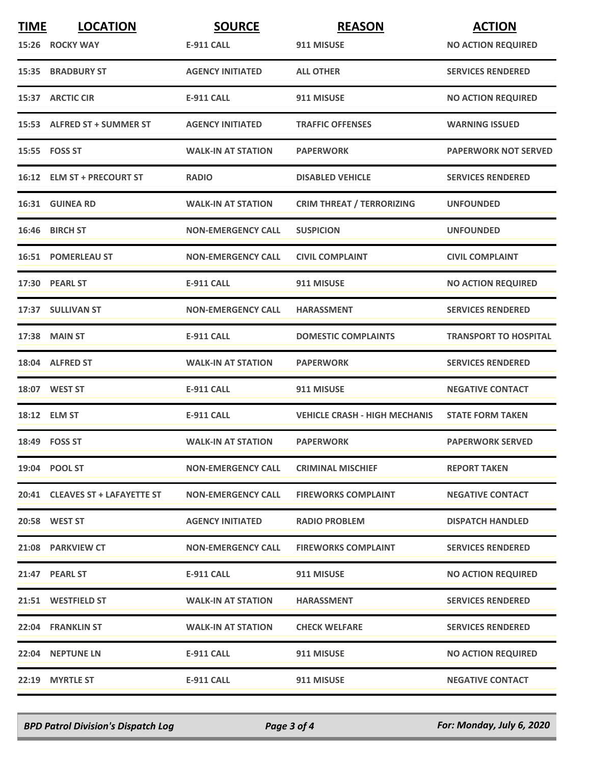| TIME | LOCATION | SOURCE | REASON | ACTION |
|---|---|---|---|---|
| 15:26 | ROCKY WAY | E-911 CALL | 911 MISUSE | NO ACTION REQUIRED |
| 15:35 | BRADBURY ST | AGENCY INITIATED | ALL OTHER | SERVICES RENDERED |
| 15:37 | ARCTIC CIR | E-911 CALL | 911 MISUSE | NO ACTION REQUIRED |
| 15:53 | ALFRED ST + SUMMER ST | AGENCY INITIATED | TRAFFIC OFFENSES | WARNING ISSUED |
| 15:55 | FOSS ST | WALK-IN AT STATION | PAPERWORK | PAPERWORK NOT SERVED |
| 16:12 | ELM ST + PRECOURT ST | RADIO | DISABLED VEHICLE | SERVICES RENDERED |
| 16:31 | GUINEA RD | WALK-IN AT STATION | CRIM THREAT / TERRORIZING | UNFOUNDED |
| 16:46 | BIRCH ST | NON-EMERGENCY CALL | SUSPICION | UNFOUNDED |
| 16:51 | POMERLEAU ST | NON-EMERGENCY CALL | CIVIL COMPLAINT | CIVIL COMPLAINT |
| 17:30 | PEARL ST | E-911 CALL | 911 MISUSE | NO ACTION REQUIRED |
| 17:37 | SULLIVAN ST | NON-EMERGENCY CALL | HARASSMENT | SERVICES RENDERED |
| 17:38 | MAIN ST | E-911 CALL | DOMESTIC COMPLAINTS | TRANSPORT TO HOSPITAL |
| 18:04 | ALFRED ST | WALK-IN AT STATION | PAPERWORK | SERVICES RENDERED |
| 18:07 | WEST ST | E-911 CALL | 911 MISUSE | NEGATIVE CONTACT |
| 18:12 | ELM ST | E-911 CALL | VEHICLE CRASH - HIGH MECHANIS | STATE FORM TAKEN |
| 18:49 | FOSS ST | WALK-IN AT STATION | PAPERWORK | PAPERWORK SERVED |
| 19:04 | POOL ST | NON-EMERGENCY CALL | CRIMINAL MISCHIEF | REPORT TAKEN |
| 20:41 | CLEAVES ST + LAFAYETTE ST | NON-EMERGENCY CALL | FIREWORKS COMPLAINT | NEGATIVE CONTACT |
| 20:58 | WEST ST | AGENCY INITIATED | RADIO PROBLEM | DISPATCH HANDLED |
| 21:08 | PARKVIEW CT | NON-EMERGENCY CALL | FIREWORKS COMPLAINT | SERVICES RENDERED |
| 21:47 | PEARL ST | E-911 CALL | 911 MISUSE | NO ACTION REQUIRED |
| 21:51 | WESTFIELD ST | WALK-IN AT STATION | HARASSMENT | SERVICES RENDERED |
| 22:04 | FRANKLIN ST | WALK-IN AT STATION | CHECK WELFARE | SERVICES RENDERED |
| 22:04 | NEPTUNE LN | E-911 CALL | 911 MISUSE | NO ACTION REQUIRED |
| 22:19 | MYRTLE ST | E-911 CALL | 911 MISUSE | NEGATIVE CONTACT |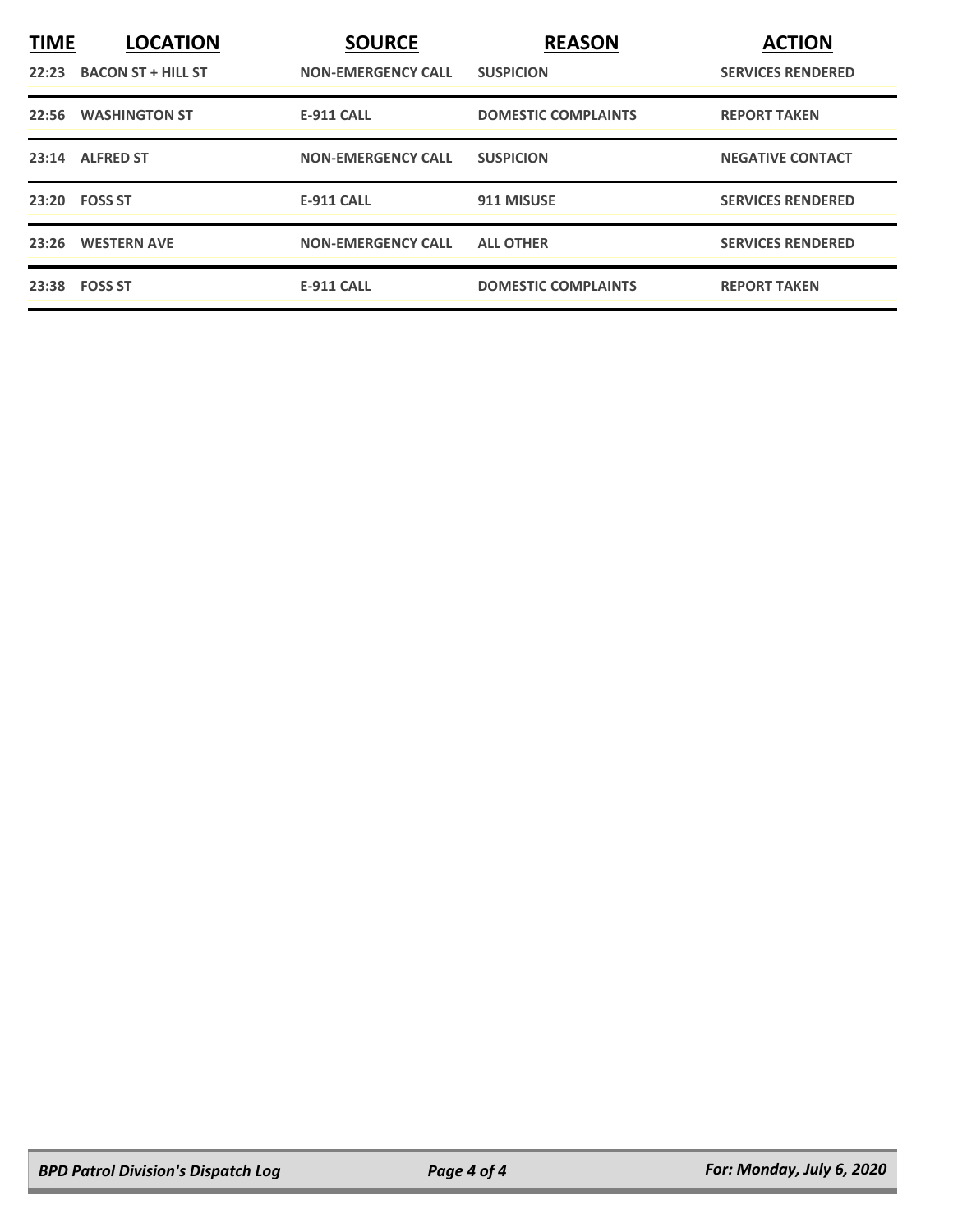| TIME | LOCATION | SOURCE | REASON | ACTION |
|---|---|---|---|---|
| 22:23 | BACON ST + HILL ST | NON-EMERGENCY CALL | SUSPICION | SERVICES RENDERED |
| 22:56 | WASHINGTON ST | E-911 CALL | DOMESTIC COMPLAINTS | REPORT TAKEN |
| 23:14 | ALFRED ST | NON-EMERGENCY CALL | SUSPICION | NEGATIVE CONTACT |
| 23:20 | FOSS ST | E-911 CALL | 911 MISUSE | SERVICES RENDERED |
| 23:26 | WESTERN AVE | NON-EMERGENCY CALL | ALL OTHER | SERVICES RENDERED |
| 23:38 | FOSS ST | E-911 CALL | DOMESTIC COMPLAINTS | REPORT TAKEN |